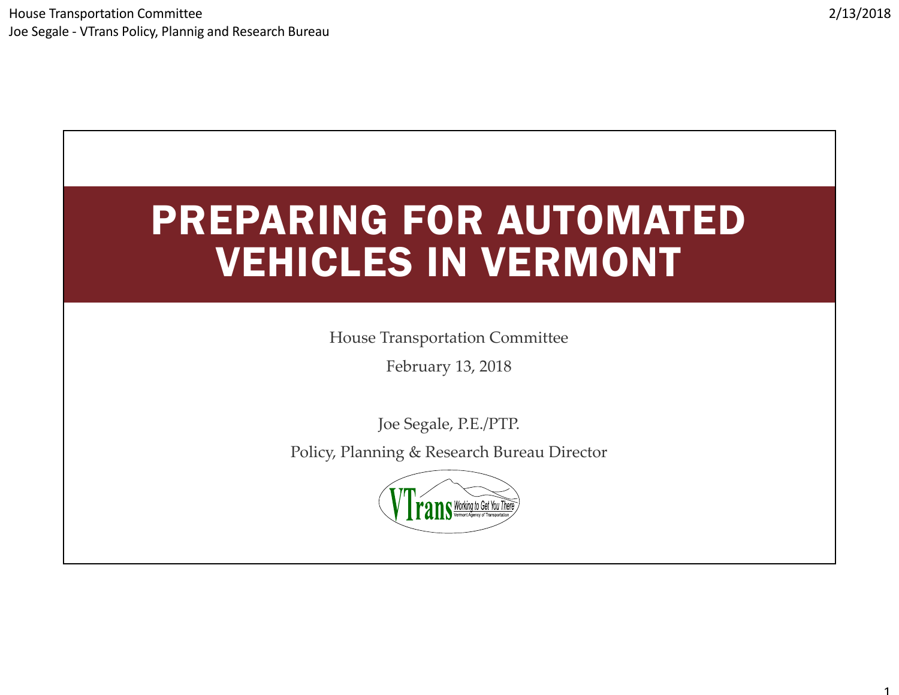# PREPARING FOR AUTOMATED VEHICLES IN VERMONT

House Transportation Committee

February 13, 2018

Joe Segale, P.E./PTP.

Policy, Planning & Research Bureau Director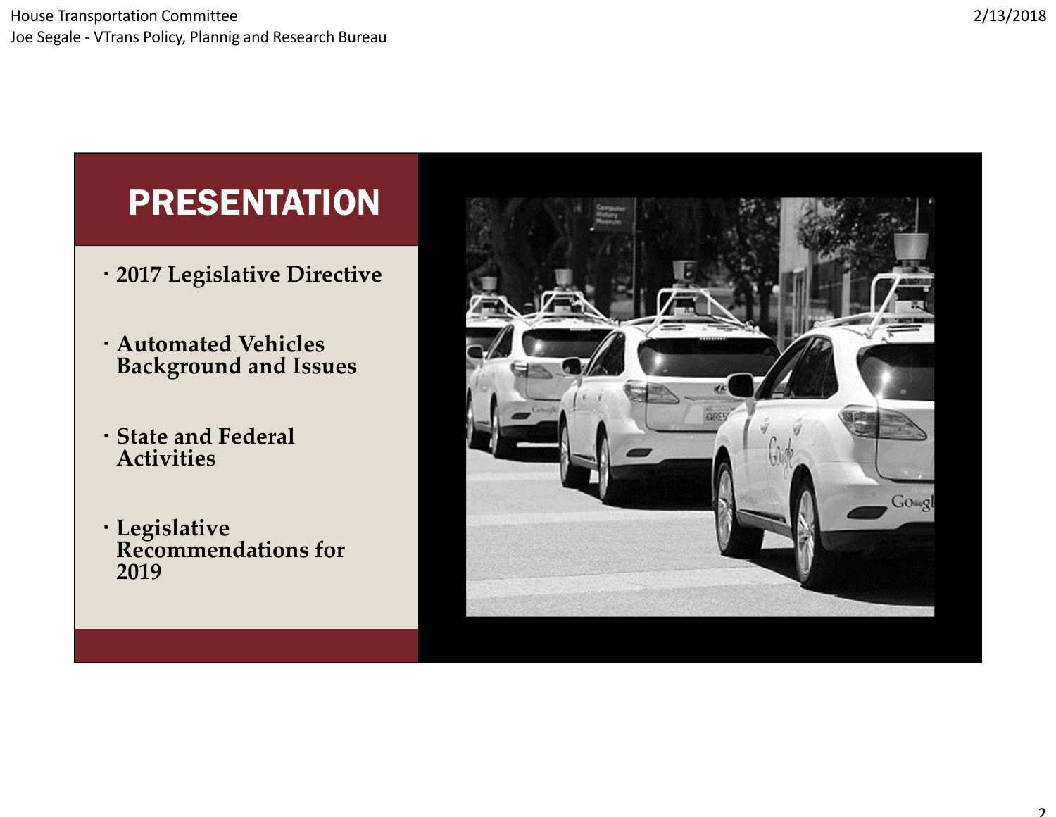# PRESENTATION

- 2017 Legislative Directive
- Automated Vehicles Background and Issues
- State and Federal Activities
- Legislative Recommendations for 2019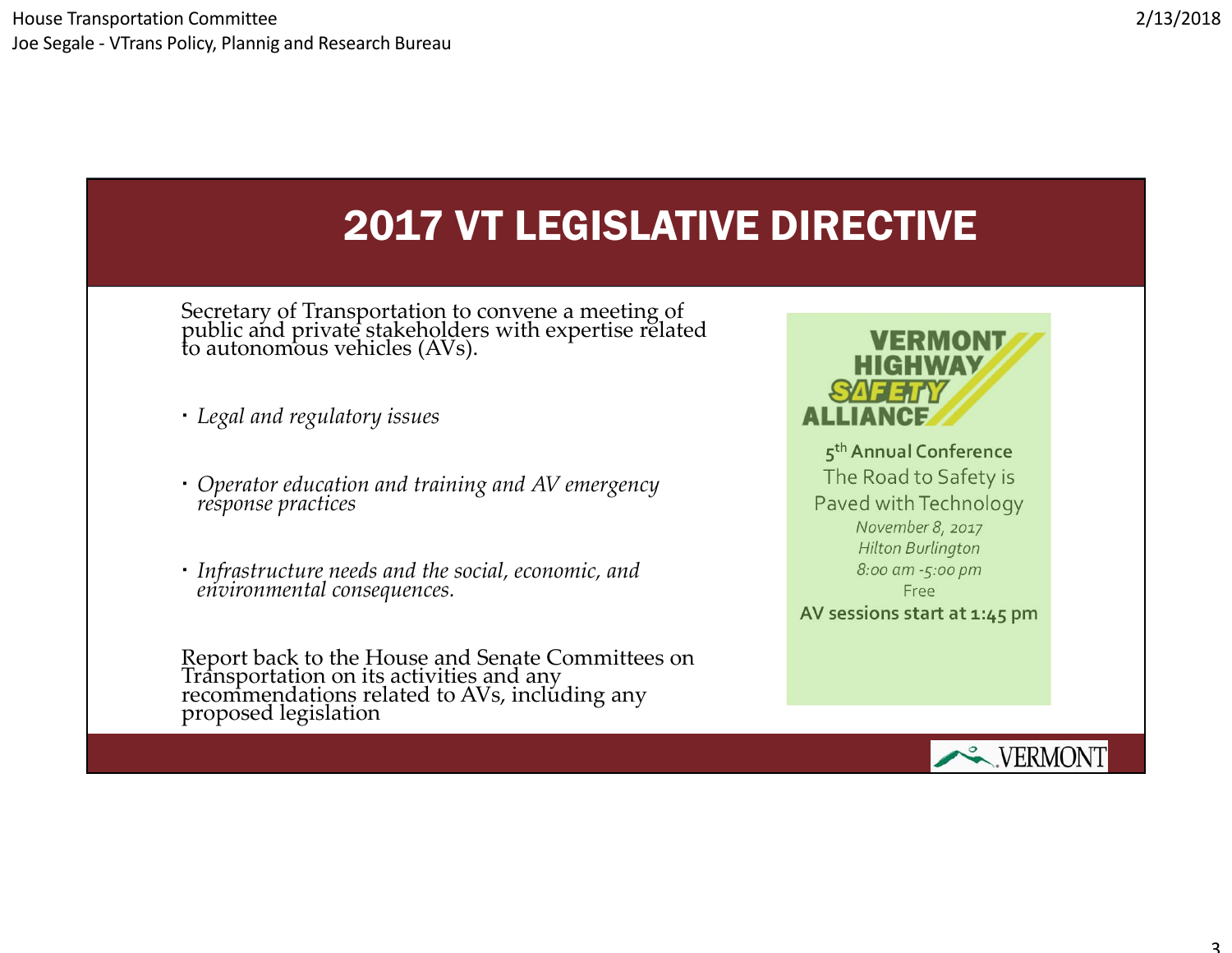# 2017 VT LEGISLATIVE DIRECTIVE

Secretary of Transportation to convene a meeting of public and private stakeholders with expertise related to autonomous vehicles (AVs).

- *Legal and regulatory issues*
- *Operator education and training and AV emergency response practices*
- *Infrastructure needs and the social, economic, and environmental consequences.*

Report back to the House and Senate Committees on Transportation on its activities and any recommendations related to AVs, including any proposed legislation

**VERMONT HIGHWAY SAFETY ALLIANCE**

**5th Annual Conference**

The Road to Safety is Paved with Technology

*November 8, 2017*

*Hilton Burlington*

*8:00 am -5:00 pm*

Free

**AV sessions start at 1:45 pm**

VERMONT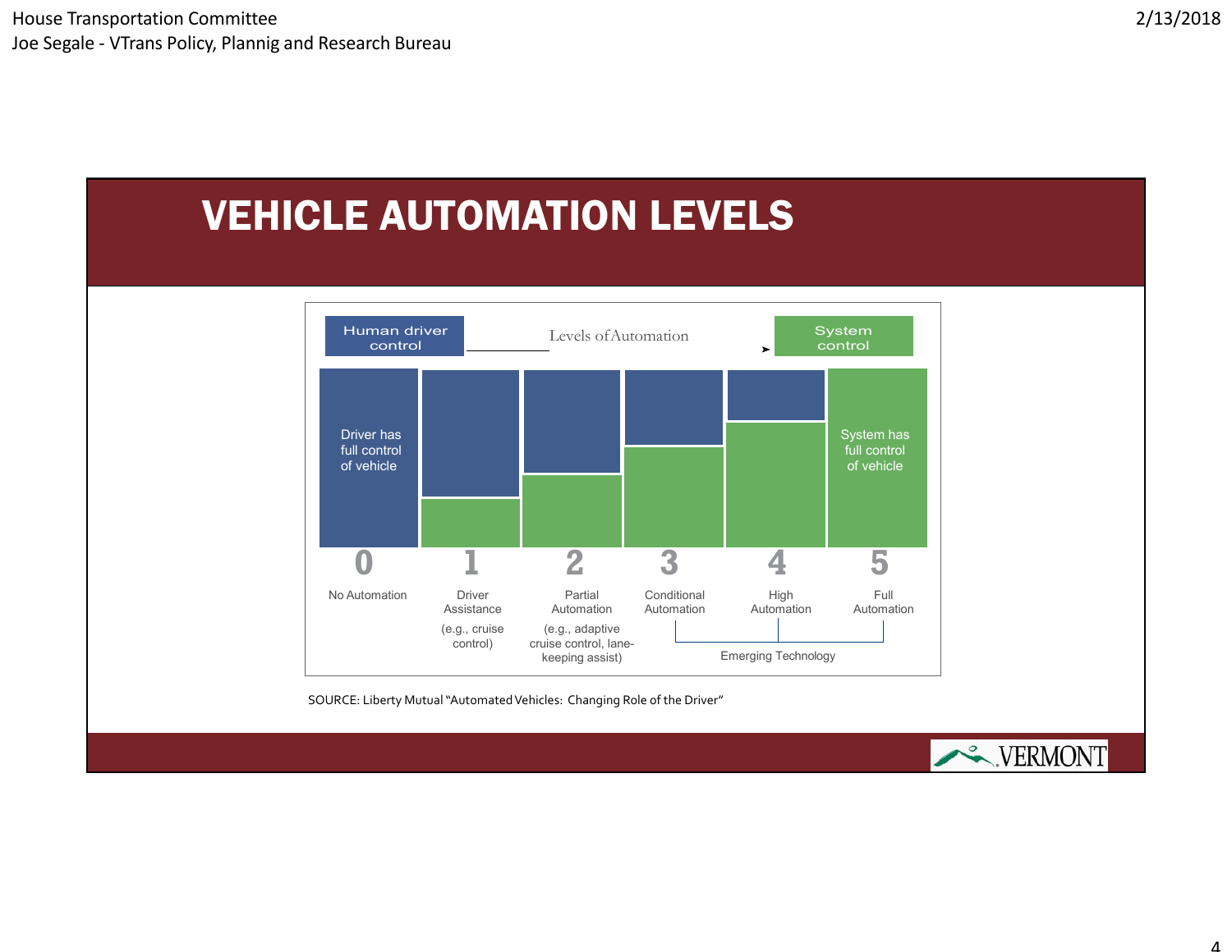# VEHICLE AUTOMATION LEVELS

Human driver control — Levels of Automation → System control

| Level | Name | Example |
|---|---|---|
| 0 | No Automation (Driver has full control of vehicle) | |
| 1 | Driver Assistance | (e.g., cruise control) |
| 2 | Partial Automation | (e.g., adaptive cruise control, lane-keeping assist) |
| 3 | Conditional Automation | Emerging Technology |
| 4 | High Automation | Emerging Technology |
| 5 | Full Automation (System has full control of vehicle) | Emerging Technology |

SOURCE: Liberty Mutual "Automated Vehicles: Changing Role of the Driver"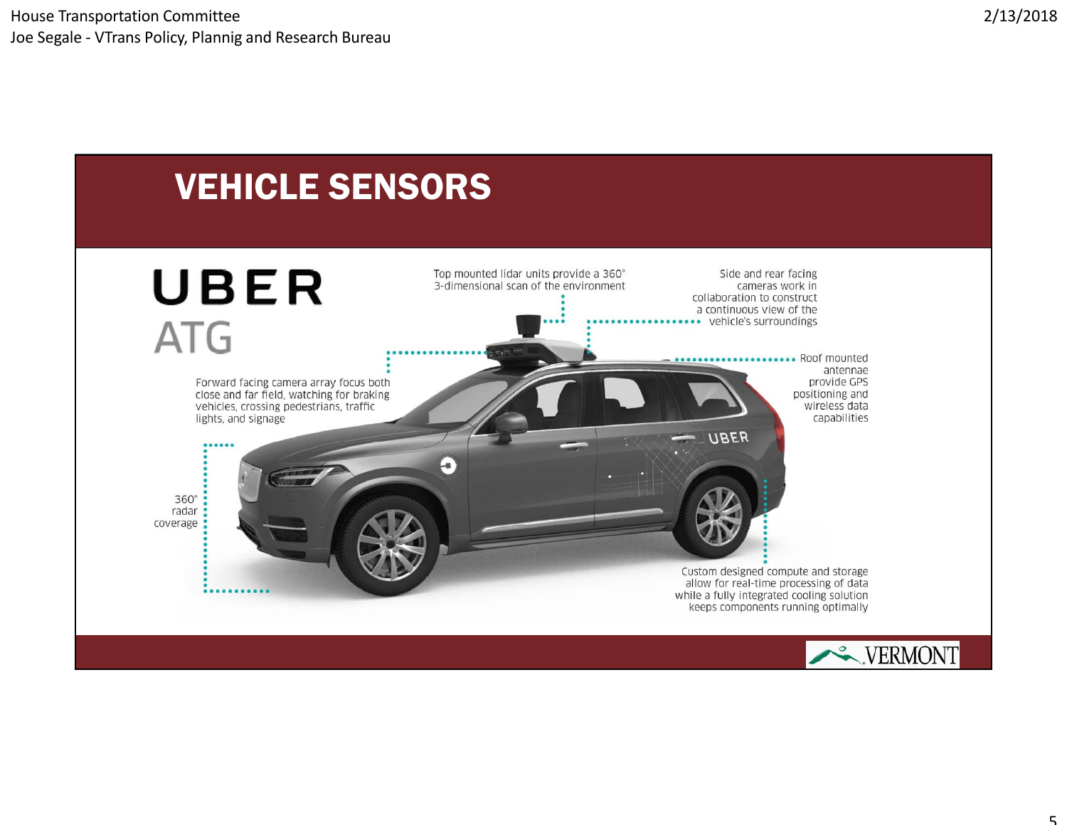# VEHICLE SENSORS

UBER ATG

Top mounted lidar units provide a 360° 3-dimensional scan of the environment

Side and rear facing cameras work in collaboration to construct a continuous view of the vehicle's surroundings

Forward facing camera array focus both close and far field, watching for braking vehicles, crossing pedestrians, traffic lights, and signage

Roof mounted antennae provide GPS positioning and wireless data capabilities

360° radar coverage

Custom designed compute and storage allow for real-time processing of data while a fully integrated cooling solution keeps components running optimally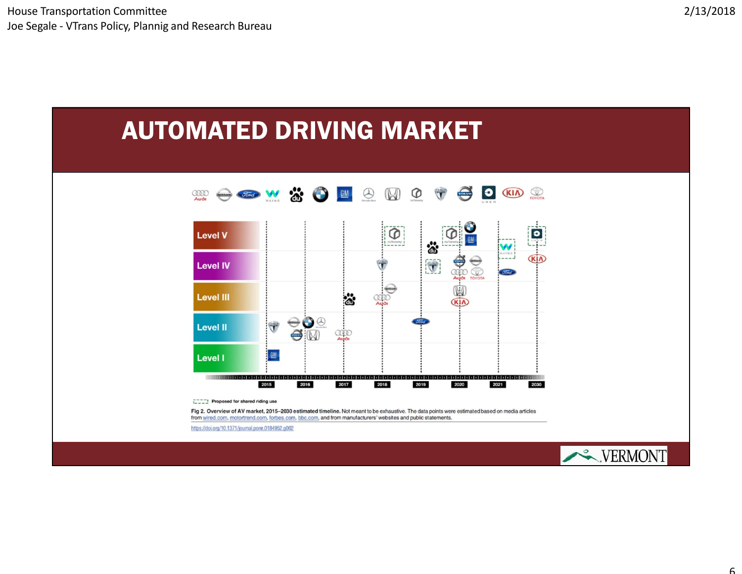# AUTOMATED DRIVING MARKET

| | 2015 | 2016 | 2017 | 2018 | 2019 | 2020 | 2021 | 2030 |
|---|---|---|---|---|---|---|---|---|
| Level V | | | | nuTonomy | Baidu | nuTonomy, BMW, GM | Waymo | Uber |
| Level IV | | | | Tesla | Tesla | Volvo, Nissan, Audi, Toyota | Ford | Kia |
| Level III | | | Baidu | Nissan, Audi | | Honda, Kia | | |
| Level II | Tesla | Nissan, BMW, Mercedes-Benz, Volvo, Honda | Audi | | Ford | | | |
| Level I | GM | | | | | | | |

Proposed for shared riding use

Fig 2. Overview of AV market, 2015–2030 estimated timeline. Not meant to be exhaustive. The data points were estimated based on media articles from wired.com, motortrend.com, forbes.com, bbc.com, and from manufacturers' websites and public statements.

https://doi.org/10.1371/journal.pone.0184952.g002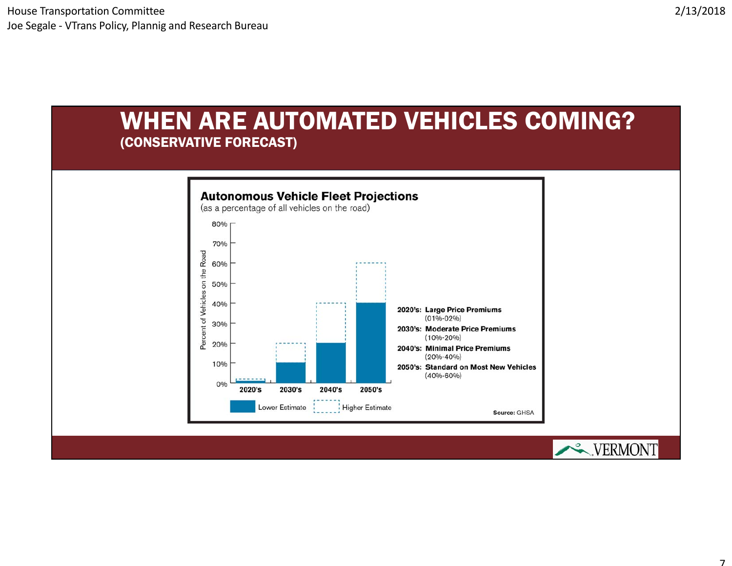# WHEN ARE AUTOMATED VEHICLES COMING?
## (CONSERVATIVE FORECAST)

**Autonomous Vehicle Fleet Projections**
(as a percentage of all vehicles on the road)

| Decade | Lower Estimate | Higher Estimate |
|---|---|---|
| 2020's | 1% | 2% |
| 2030's | 10% | 20% |
| 2040's | 20% | 40% |
| 2050's | 40% | 60% |

**2020's:** **Large Price Premiums** (01%-02%)

**2030's:** **Moderate Price Premiums** (10%-20%)

**2040's:** **Minimal Price Premiums** (20%-40%)

**2050's:** **Standard on Most New Vehicles** (40%-60%)

**Source:** GHSA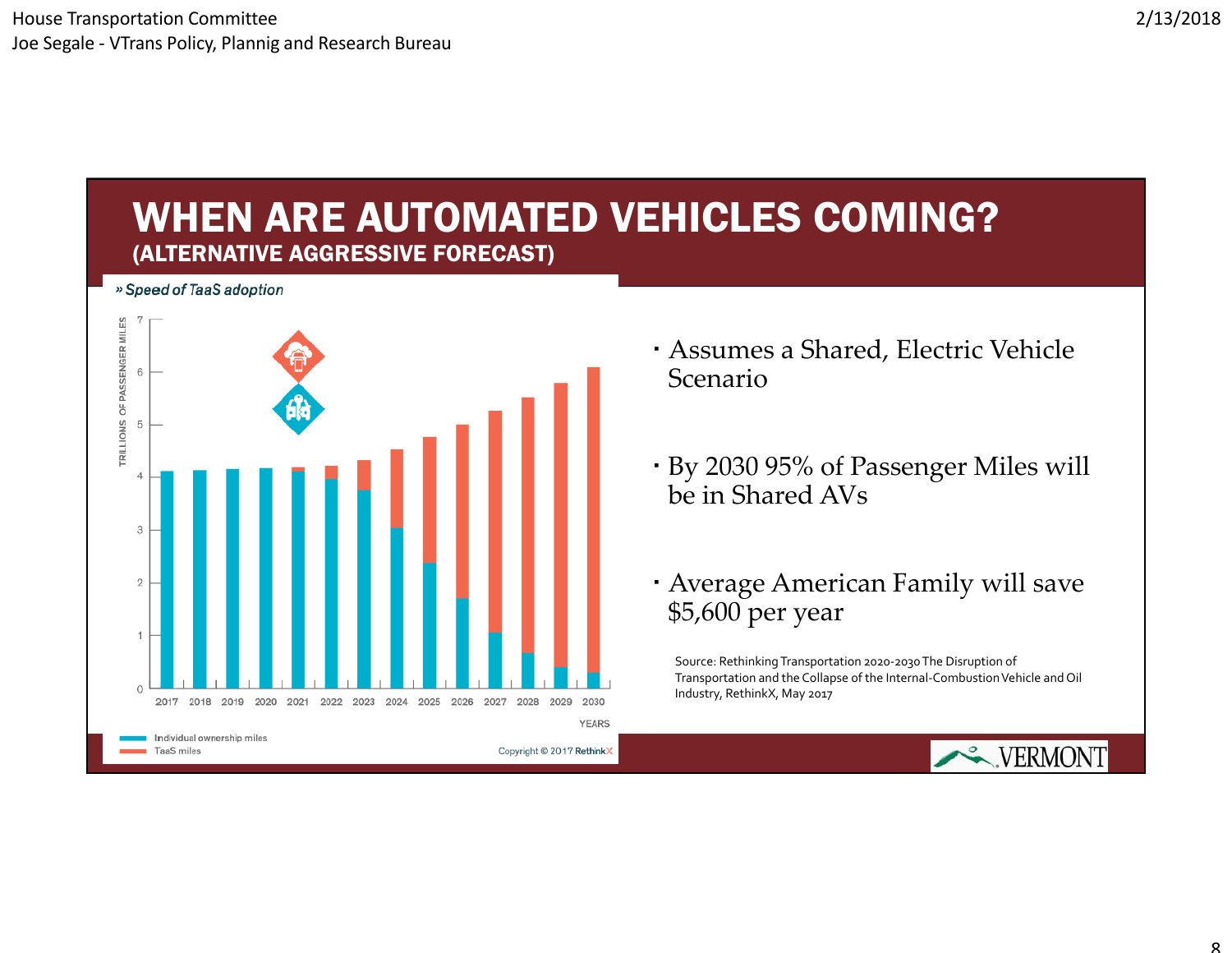# WHEN ARE AUTOMATED VEHICLES COMING?

## (ALTERNATIVE AGGRESSIVE FORECAST)

» *Speed of TaaS adoption*

- Assumes a Shared, Electric Vehicle Scenario
- By 2030 95% of Passenger Miles will be in Shared AVs
- Average American Family will save $5,600 per year

Source: Rethinking Transportation 2020-2030 The Disruption of Transportation and the Collapse of the Internal-Combustion Vehicle and Oil Industry, RethinkX, May 2017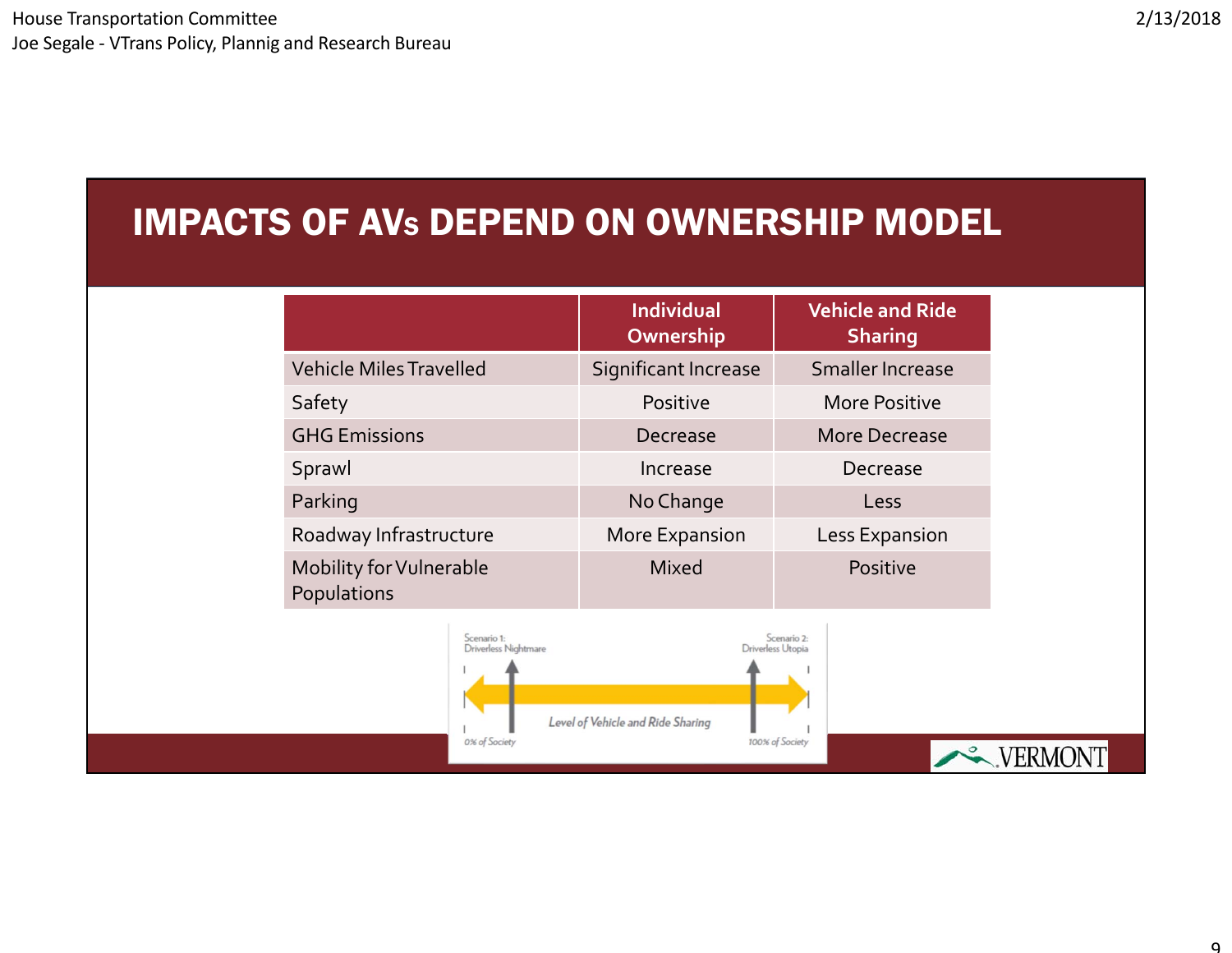# IMPACTS OF AVs DEPEND ON OWNERSHIP MODEL

| | Individual Ownership | Vehicle and Ride Sharing |
|---|---|---|
| Vehicle Miles Travelled | Significant Increase | Smaller Increase |
| Safety | Positive | More Positive |
| GHG Emissions | Decrease | More Decrease |
| Sprawl | Increase | Decrease |
| Parking | No Change | Less |
| Roadway Infrastructure | More Expansion | Less Expansion |
| Mobility for Vulnerable Populations | Mixed | Positive |

Scenario 1: Driverless Nightmare — Scenario 2: Driverless Utopia

Level of Vehicle and Ride Sharing

0% of Society — 100% of Society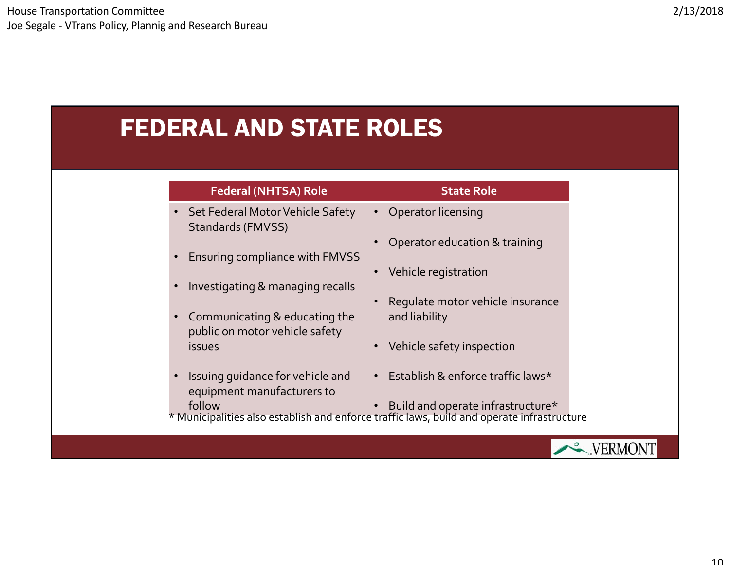# FEDERAL AND STATE ROLES

| Federal (NHTSA) Role | State Role |
| --- | --- |
| • Set Federal Motor Vehicle Safety Standards (FMVSS)<br>• Ensuring compliance with FMVSS<br>• Investigating & managing recalls<br>• Communicating & educating the public on motor vehicle safety issues<br>• Issuing guidance for vehicle and equipment manufacturers to follow | • Operator licensing<br>• Operator education & training<br>• Vehicle registration<br>• Regulate motor vehicle insurance and liability<br>• Vehicle safety inspection<br>• Establish & enforce traffic laws*<br>• Build and operate infrastructure* |

* Municipalities also establish and enforce traffic laws, build and operate infrastructure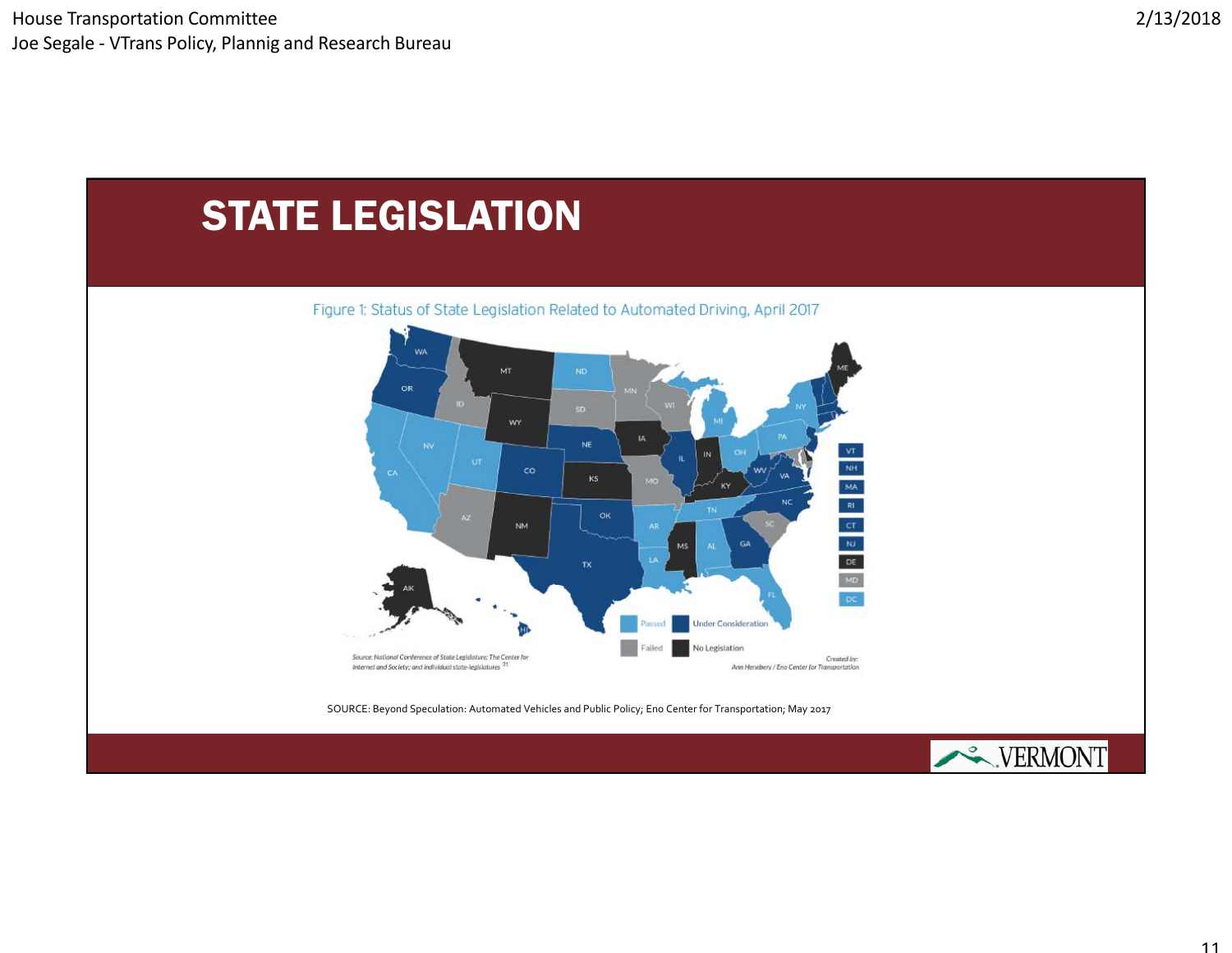# STATE LEGISLATION

Figure 1: Status of State Legislation Related to Automated Driving, April 2017

Passed | Under Consideration | Failed | No Legislation

Source: National Conference of State Legislature; The Center for Internet and Society; and individual state-legislatures [31]

Created by: Ann Henebery / Eno Center for Transportation

SOURCE: Beyond Speculation: Automated Vehicles and Public Policy; Eno Center for Transportation; May 2017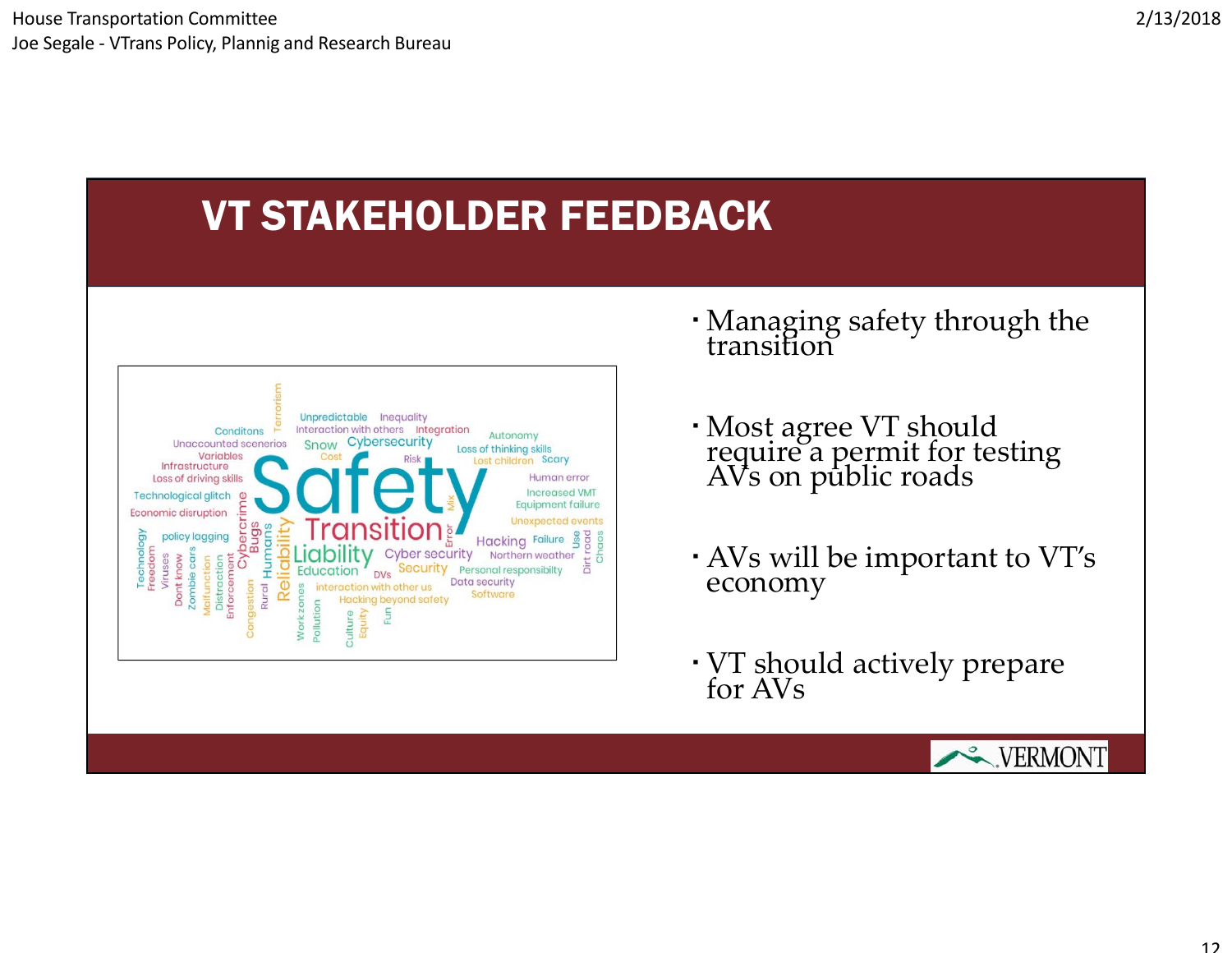# VT STAKEHOLDER FEEDBACK

- Managing safety through the transition
- Most agree VT should require a permit for testing AVs on public roads
- AVs will be important to VT's economy
- VT should actively prepare for AVs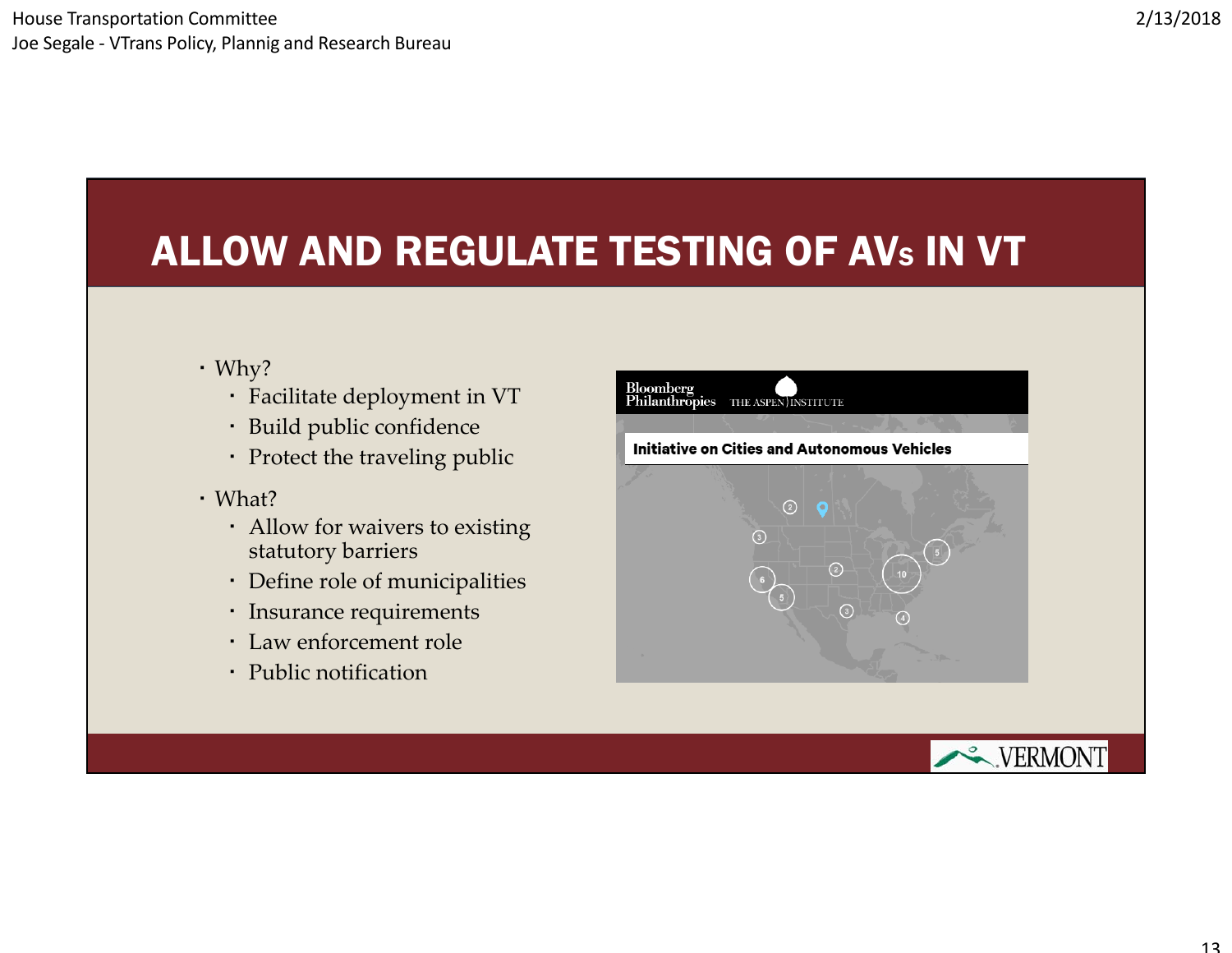# ALLOW AND REGULATE TESTING OF AVs IN VT

- Why?
  - Facilitate deployment in VT
  - Build public confidence
  - Protect the traveling public
- What?
  - Allow for waivers to existing statutory barriers
  - Define role of municipalities
  - Insurance requirements
  - Law enforcement role
  - Public notification

Bloomberg Philanthropies THE ASPEN INSTITUTE

Initiative on Cities and Autonomous Vehicles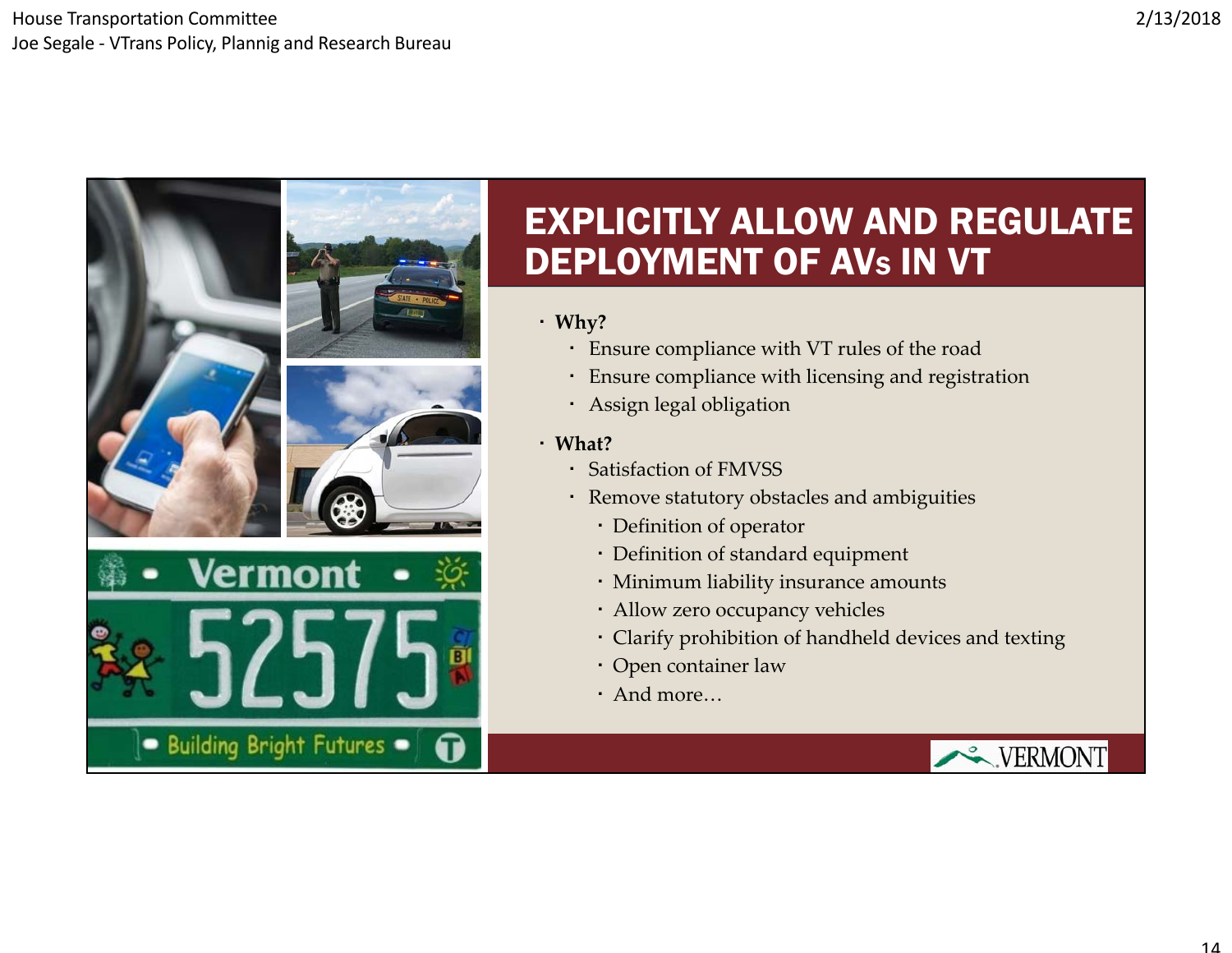# EXPLICITLY ALLOW AND REGULATE DEPLOYMENT OF AVs IN VT

- **Why?**
  - Ensure compliance with VT rules of the road
  - Ensure compliance with licensing and registration
  - Assign legal obligation
- **What?**
  - Satisfaction of FMVSS
  - Remove statutory obstacles and ambiguities
    - Definition of operator
    - Definition of standard equipment
    - Minimum liability insurance amounts
    - Allow zero occupancy vehicles
    - Clarify prohibition of handheld devices and texting
    - Open container law
    - And more…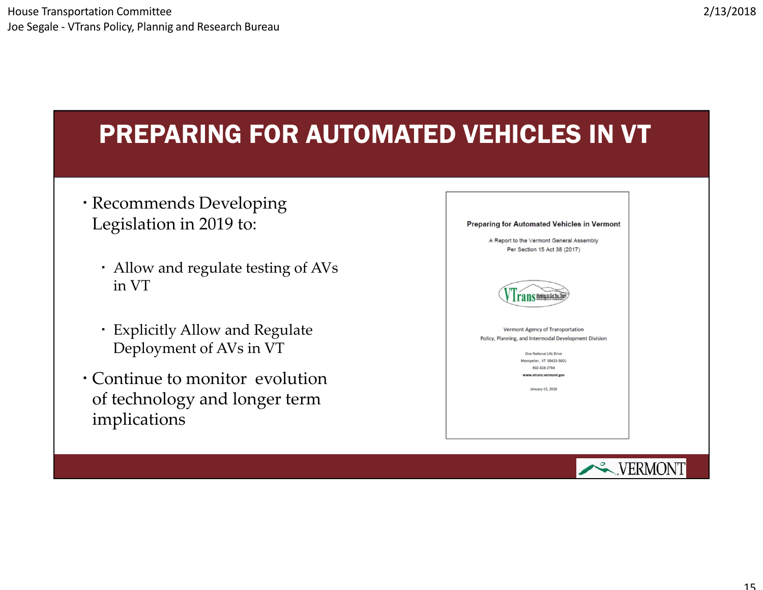# PREPARING FOR AUTOMATED VEHICLES IN VT

- Recommends Developing Legislation in 2019 to:
  - Allow and regulate testing of AVs in VT
  - Explicitly Allow and Regulate Deployment of AVs in VT
- Continue to monitor evolution of technology and longer term implications

**Preparing for Automated Vehicles in Vermont**

A Report to the Vermont General Assembly
Per Section 15 Act 38 (2017)

Vermont Agency of Transportation
Policy, Planning, and Intermodal Development Division

One National Life Drive
Montpelier, VT 05633-5001
802-828-2784
www.vtrans.vermont.gov

January 15, 2018